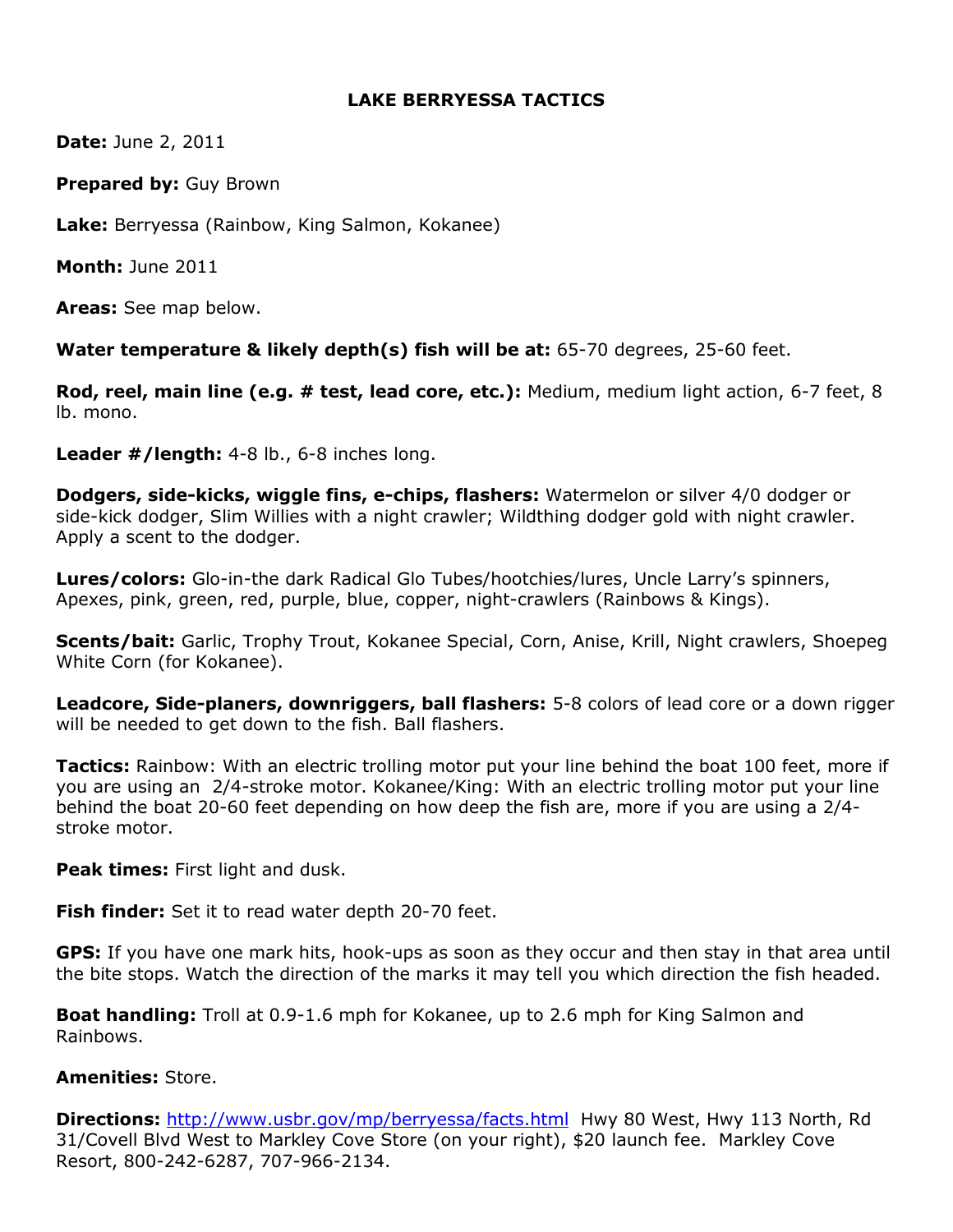# LAKE BERRYESSA TACTICS

**Date:** June 2, 2011

**Prepared by:** Guy Brown

**Lake:** Berryessa (Rainbow, King Salmon, Kokanee)

**Month:** June 2011

**Areas:** See map below.

**Water temperature & likely depth(s) fish will be at:** 65-70 degrees, 25-60 feet.

**Rod, reel, main line (e.g. # test, lead core, etc.):** Medium, medium light action, 6-7 feet, 8 lb. mono.

**Leader #/length:** 4-8 lb., 6-8 inches long.

**Dodgers, side-kicks, wiggle fins, e-chips, flashers:** Watermelon or silver 4/0 dodger or side-kick dodger, Slim Willies with a night crawler; Wildthing dodger gold with night crawler. Apply a scent to the dodger.

**Lures/colors:** Glo-in-the dark Radical Glo Tubes/hootchies/lures, Uncle Larry's spinners, Apexes, pink, green, red, purple, blue, copper, night-crawlers (Rainbows & Kings).

**Scents/bait:** Garlic, Trophy Trout, Kokanee Special, Corn, Anise, Krill, Night crawlers, Shoepeg White Corn (for Kokanee).

**Leadcore, Side-planers, downriggers, ball flashers:** 5-8 colors of lead core or a down rigger will be needed to get down to the fish. Ball flashers.

**Tactics:** Rainbow: With an electric trolling motor put your line behind the boat 100 feet, more if you are using an 2/4-stroke motor. Kokanee/King: With an electric trolling motor put your line behind the boat 20-60 feet depending on how deep the fish are, more if you are using a 2/4-stroke motor.

**Peak times:** First light and dusk.

**Fish finder:** Set it to read water depth 20-70 feet.

**GPS:** If you have one mark hits, hook-ups as soon as they occur and then stay in that area until the bite stops. Watch the direction of the marks it may tell you which direction the fish headed.

**Boat handling:** Troll at 0.9-1.6 mph for Kokanee, up to 2.6 mph for King Salmon and Rainbows.

**Amenities:** Store.

**Directions:** http://www.usbr.gov/mp/berryessa/facts.html Hwy 80 West, Hwy 113 North, Rd 31/Covell Blvd West to Markley Cove Store (on your right), $20 launch fee. Markley Cove Resort, 800-242-6287, 707-966-2134.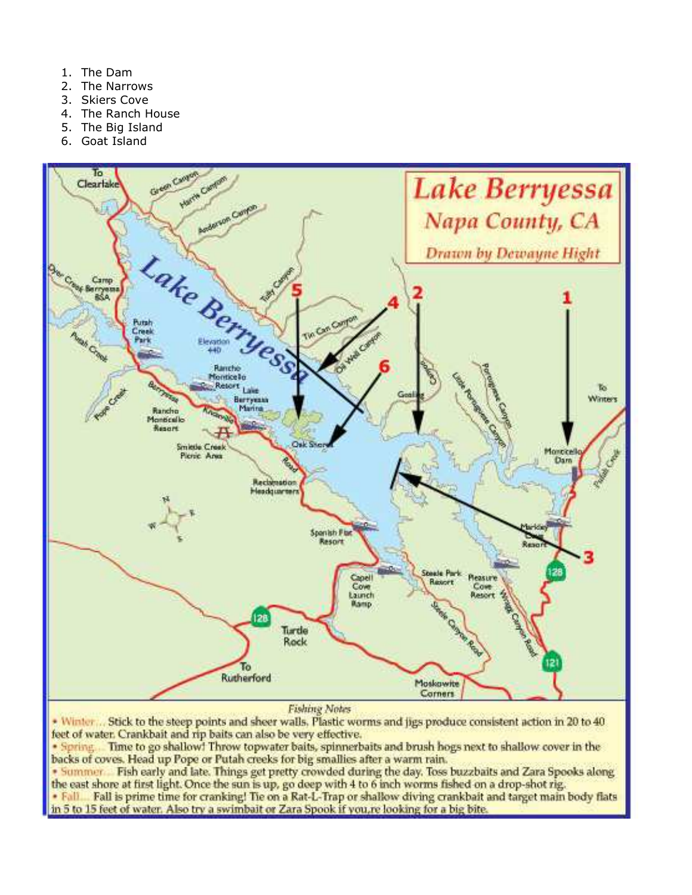1. The Dam
2. The Narrows
3. Skiers Cove
4. The Ranch House
5. The Big Island
6. Goat Island

Lake Berryessa
Napa County, CA
Drawn by Dewayne Hight

To Clearlake
Green Canyon
Harris Canyon
Anderson Canyon
Camp Berryessa BSA
Oyer Creek Berryessa
Putah Creek Park
Putah Creek
Lake Berryessa
Elevation 440
Tully Canyon
Tin Can Canyon
Oil Well Canyon
Rancho Monticello Resort
Lake Berryessa Marina
Pope Creek
Berryessa Knoxville Road
Rancho Monticello Resort
Smittle Creek Picnic Area
Oak Shores
Goaling Canyon
Little Portuguese Canyon
Portuguese Canyon
To Winters
Monticello Dam
Putah Creek
Reclamation Headquarters
Spanish Flat Resort
Markley Cove Resort
128
Capell Cove Launch Ramp
Steele Park Resort
Pleasure Cove Resort
Steele Canyon Road
Wragg Canyon Road
128
Turtle Rock
121
To Rutherford
Moskowite Corners

*Fishing Notes*

- Winter... Stick to the steep points and sheer walls. Plastic worms and jigs produce consistent action in 20 to 40 feet of water. Crankbait and rip baits can also be very effective.
- Spring... Time to go shallow! Throw topwater baits, spinnerbaits and brush hogs next to shallow cover in the backs of coves. Head up Pope or Putah creeks for big smallies after a warm rain.
- Summer... Fish early and late. Things get pretty crowded during the day. Toss buzzbaits and Zara Spooks along the east shore at first light. Once the sun is up, go deep with 4 to 6 inch worms fished on a drop-shot rig.
- Fall... Fall is prime time for cranking! Tie on a Rat-L-Trap or shallow diving crankbait and target main body flats in 5 to 15 feet of water. Also try a swimbait or Zara Spook if you,re looking for a big bite.